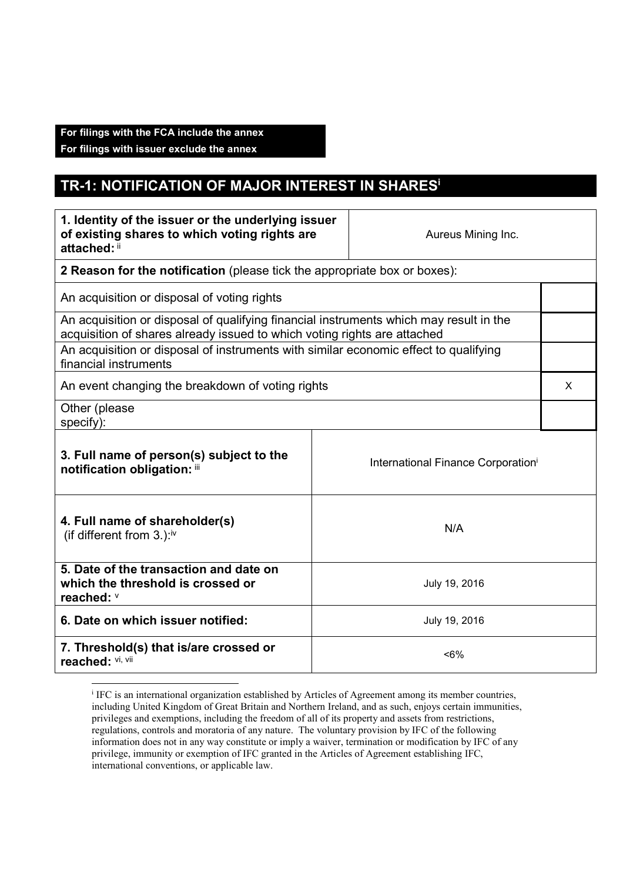**For filings with the FCA include the annex**
**For filings with issuer exclude the annex**

## TR-1: NOTIFICATION OF MAJOR INTEREST IN SHARES[i]

| | | |
|---|---|---|
| **1. Identity of the issuer or the underlying issuer of existing shares to which voting rights are attached:** [ii] | Aureus Mining Inc. | |
| **2 Reason for the notification** (please tick the appropriate box or boxes): | | |
| An acquisition or disposal of voting rights | | |
| An acquisition or disposal of qualifying financial instruments which may result in the acquisition of shares already issued to which voting rights are attached | | |
| An acquisition or disposal of instruments with similar economic effect to qualifying financial instruments | | |
| An event changing the breakdown of voting rights | | X |
| Other (please specify): | | |
| **3. Full name of person(s) subject to the notification obligation:** [iii] | International Finance Corporation[i] | |
| **4. Full name of shareholder(s)** (if different from 3.):[iv] | N/A | |
| **5. Date of the transaction and date on which the threshold is crossed or reached:** [v] | July 19, 2016 | |
| **6. Date on which issuer notified:** | July 19, 2016 | |
| **7. Threshold(s) that is/are crossed or reached:** [vi, vii] | <6% | |

[i] IFC is an international organization established by Articles of Agreement among its member countries, including United Kingdom of Great Britain and Northern Ireland, and as such, enjoys certain immunities, privileges and exemptions, including the freedom of all of its property and assets from restrictions, regulations, controls and moratoria of any nature. The voluntary provision by IFC of the following information does not in any way constitute or imply a waiver, termination or modification by IFC of any privilege, immunity or exemption of IFC granted in the Articles of Agreement establishing IFC, international conventions, or applicable law.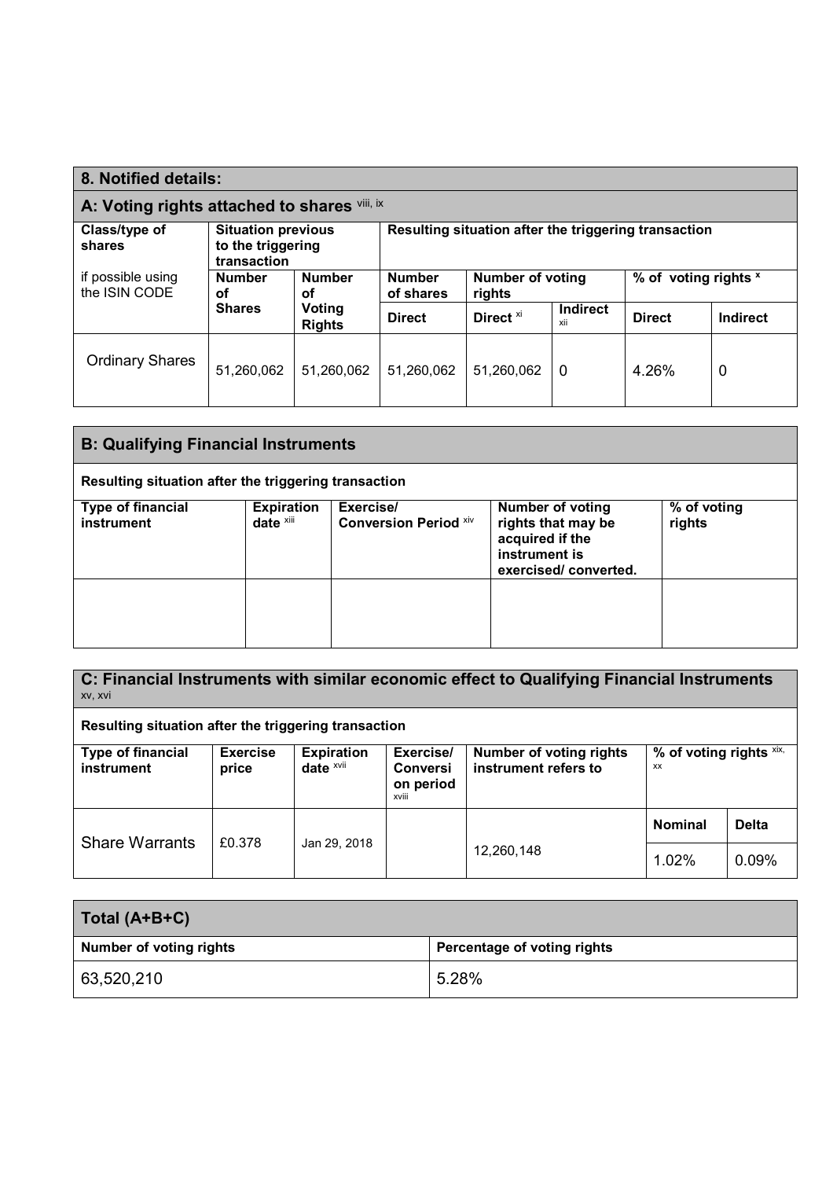## 8. Notified details:

### A: Voting rights attached to shares [viii, ix]

| Class/type of shares if possible using the ISIN CODE | Situation previous to the triggering transaction | | Resulting situation after the triggering transaction | | | | |
|---|---|---|---|---|---|---|---|
| | Number of Shares | Number of Voting Rights | Number of shares | Number of voting rights | | % of voting rights [x] | |
| | | | Direct | Direct [xi] | Indirect [xii] | Direct | Indirect |
| Ordinary Shares | 51,260,062 | 51,260,062 | 51,260,062 | 51,260,062 | 0 | 4.26% | 0 |

### B: Qualifying Financial Instruments

**Resulting situation after the triggering transaction**

| Type of financial instrument | Expiration date [xiii] | Exercise/ Conversion Period [xiv] | Number of voting rights that may be acquired if the instrument is exercised/ converted. | % of voting rights |
|---|---|---|---|---|
| | | | | |

### C: Financial Instruments with similar economic effect to Qualifying Financial Instruments [xv, xvi]

**Resulting situation after the triggering transaction**

| Type of financial instrument | Exercise price | Expiration date [xvii] | Exercise/ Conversion period [xviii] | Number of voting rights instrument refers to | % of voting rights [xix, xx] | |
|---|---|---|---|---|---|---|
| | | | | | Nominal | Delta |
| Share Warrants | £0.378 | Jan 29, 2018 | | 12,260,148 | 1.02% | 0.09% |

### Total (A+B+C)

| Number of voting rights | Percentage of voting rights |
|---|---|
| 63,520,210 | 5.28% |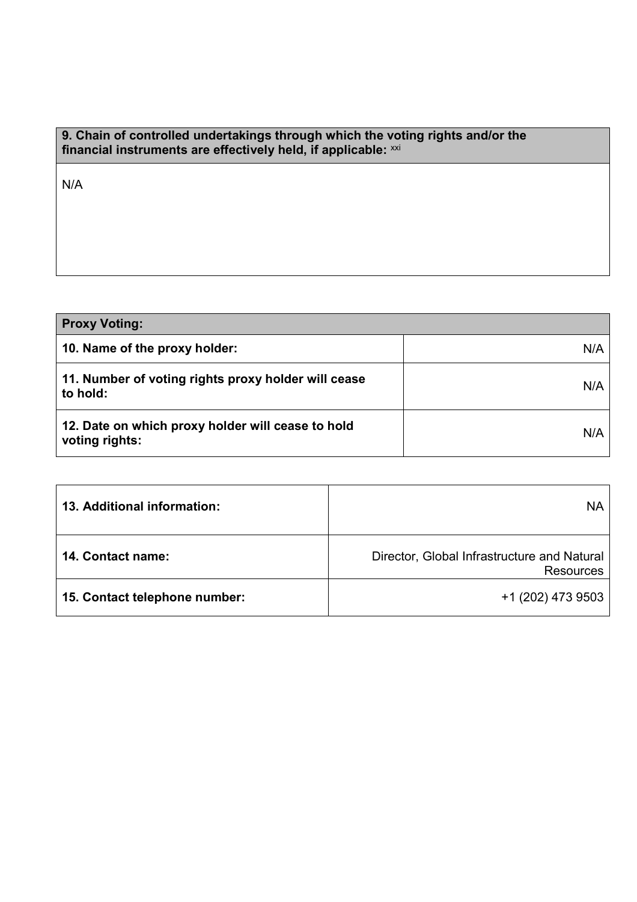| **9. Chain of controlled undertakings through which the voting rights and/or the financial instruments are effectively held, if applicable:** [xxi] |
| --- |
| N/A |

| **Proxy Voting:** | |
| --- | --- |
| **10. Name of the proxy holder:** | N/A |
| **11. Number of voting rights proxy holder will cease to hold:** | N/A |
| **12. Date on which proxy holder will cease to hold voting rights:** | N/A |

| | |
| --- | --- |
| **13. Additional information:** | NA |
| **14. Contact name:** | Director, Global Infrastructure and Natural Resources |
| **15. Contact telephone number:** | +1 (202) 473 9503 |